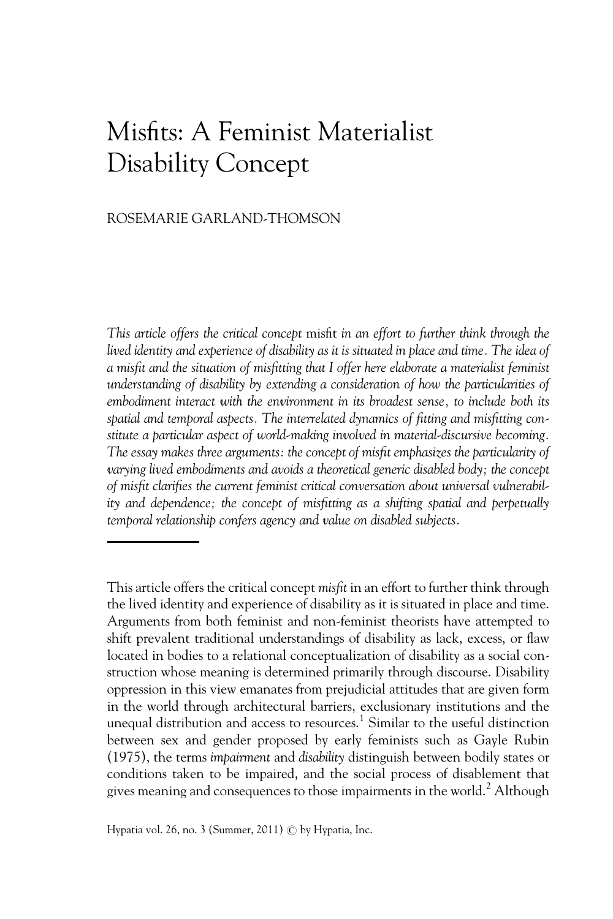# Misfits: A Feminist Materialist Disability Concept

ROSEMARIE GARLAND-THOMSON

*This article offers the critical concept* misfit *in an effort to further think through the lived identity and experience of disability as it is situated in place and time. The idea of a misfit and the situation of misfitting that I offer here elaborate a materialist feminist understanding of disability by extending a consideration of how the particularities of embodiment interact with the environment in its broadest sense, to include both its spatial and temporal aspects. The interrelated dynamics of fitting and misfitting constitute a particular aspect of world-making involved in material-discursive becoming. The essay makes three arguments: the concept of misfit emphasizes the particularity of varying lived embodiments and avoids a theoretical generic disabled body; the concept of misfit clarifies the current feminist critical conversation about universal vulnerability and dependence; the concept of misfitting as a shifting spatial and perpetually temporal relationship confers agency and value on disabled subjects.*

---

This article offers the critical concept *misfit* in an effort to further think through the lived identity and experience of disability as it is situated in place and time. Arguments from both feminist and non-feminist theorists have attempted to shift prevalent traditional understandings of disability as lack, excess, or flaw located in bodies to a relational conceptualization of disability as a social construction whose meaning is determined primarily through discourse. Disability oppression in this view emanates from prejudicial attitudes that are given form in the world through architectural barriers, exclusionary institutions and the unequal distribution and access to resources.[1] Similar to the useful distinction between sex and gender proposed by early feminists such as Gayle Rubin (1975), the terms *impairment* and *disability* distinguish between bodily states or conditions taken to be impaired, and the social process of disablement that gives meaning and consequences to those impairments in the world.[2] Although

Hypatia vol. 26, no. 3 (Summer, 2011) © by Hypatia, Inc.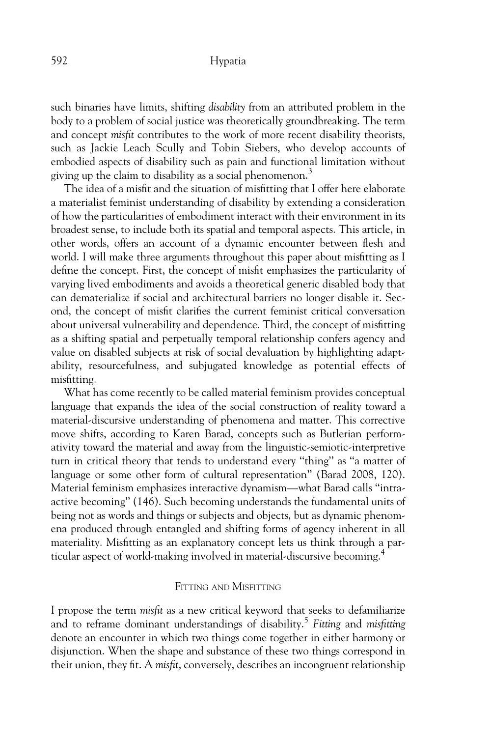such binaries have limits, shifting *disability* from an attributed problem in the body to a problem of social justice was theoretically groundbreaking. The term and concept *misfit* contributes to the work of more recent disability theorists, such as Jackie Leach Scully and Tobin Siebers, who develop accounts of embodied aspects of disability such as pain and functional limitation without giving up the claim to disability as a social phenomenon.[3]

The idea of a misfit and the situation of misfitting that I offer here elaborate a materialist feminist understanding of disability by extending a consideration of how the particularities of embodiment interact with their environment in its broadest sense, to include both its spatial and temporal aspects. This article, in other words, offers an account of a dynamic encounter between flesh and world. I will make three arguments throughout this paper about misfitting as I define the concept. First, the concept of misfit emphasizes the particularity of varying lived embodiments and avoids a theoretical generic disabled body that can dematerialize if social and architectural barriers no longer disable it. Second, the concept of misfit clarifies the current feminist critical conversation about universal vulnerability and dependence. Third, the concept of misfitting as a shifting spatial and perpetually temporal relationship confers agency and value on disabled subjects at risk of social devaluation by highlighting adaptability, resourcefulness, and subjugated knowledge as potential effects of misfitting.

What has come recently to be called material feminism provides conceptual language that expands the idea of the social construction of reality toward a material-discursive understanding of phenomena and matter. This corrective move shifts, according to Karen Barad, concepts such as Butlerian performativity toward the material and away from the linguistic-semiotic-interpretive turn in critical theory that tends to understand every "thing" as "a matter of language or some other form of cultural representation" (Barad 2008, 120). Material feminism emphasizes interactive dynamism—what Barad calls "intra-active becoming" (146). Such becoming understands the fundamental units of being not as words and things or subjects and objects, but as dynamic phenomena produced through entangled and shifting forms of agency inherent in all materiality. Misfitting as an explanatory concept lets us think through a particular aspect of world-making involved in material-discursive becoming.[4]

## Fitting and Misfitting

I propose the term *misfit* as a new critical keyword that seeks to defamiliarize and to reframe dominant understandings of disability.[5] *Fitting* and *misfitting* denote an encounter in which two things come together in either harmony or disjunction. When the shape and substance of these two things correspond in their union, they fit. A *misfit*, conversely, describes an incongruent relationship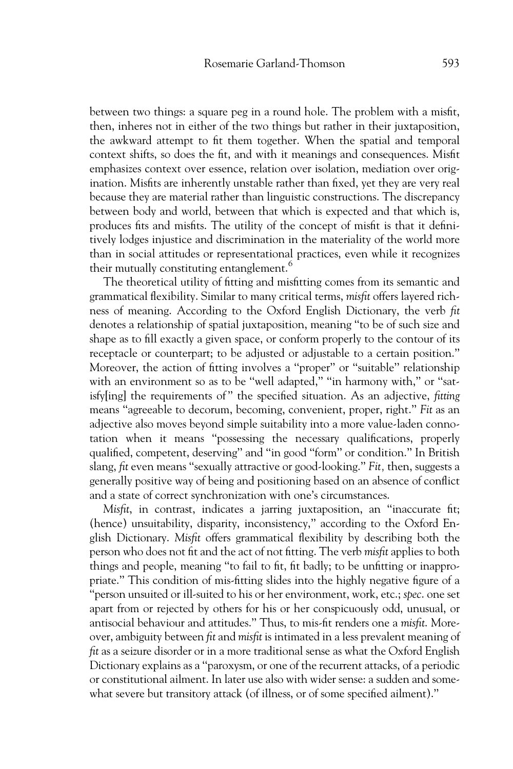between two things: a square peg in a round hole. The problem with a misfit, then, inheres not in either of the two things but rather in their juxtaposition, the awkward attempt to fit them together. When the spatial and temporal context shifts, so does the fit, and with it meanings and consequences. Misfit emphasizes context over essence, relation over isolation, mediation over origination. Misfits are inherently unstable rather than fixed, yet they are very real because they are material rather than linguistic constructions. The discrepancy between body and world, between that which is expected and that which is, produces fits and misfits. The utility of the concept of misfit is that it definitively lodges injustice and discrimination in the materiality of the world more than in social attitudes or representational practices, even while it recognizes their mutually constituting entanglement.[6]

The theoretical utility of fitting and misfitting comes from its semantic and grammatical flexibility. Similar to many critical terms, *misfit* offers layered richness of meaning. According to the Oxford English Dictionary, the verb *fit* denotes a relationship of spatial juxtaposition, meaning "to be of such size and shape as to fill exactly a given space, or conform properly to the contour of its receptacle or counterpart; to be adjusted or adjustable to a certain position." Moreover, the action of fitting involves a "proper" or "suitable" relationship with an environment so as to be "well adapted," "in harmony with," or "satisfy[ing] the requirements of" the specified situation. As an adjective, *fitting* means "agreeable to decorum, becoming, convenient, proper, right." *Fit* as an adjective also moves beyond simple suitability into a more value-laden connotation when it means "possessing the necessary qualifications, properly qualified, competent, deserving" and "in good "form" or condition." In British slang, *fit* even means "sexually attractive or good-looking." *Fit,* then, suggests a generally positive way of being and positioning based on an absence of conflict and a state of correct synchronization with one's circumstances.

*Misfit*, in contrast, indicates a jarring juxtaposition, an "inaccurate fit; (hence) unsuitability, disparity, inconsistency," according to the Oxford English Dictionary. *Misfit* offers grammatical flexibility by describing both the person who does not fit and the act of not fitting. The verb *misfit* applies to both things and people, meaning "to fail to fit, fit badly; to be unfitting or inappropriate." This condition of mis-fitting slides into the highly negative figure of a "person unsuited or ill-suited to his or her environment, work, etc.; *spec*. one set apart from or rejected by others for his or her conspicuously odd, unusual, or antisocial behaviour and attitudes." Thus, to mis-fit renders one a *misfit*. Moreover, ambiguity between *fit* and *misfit* is intimated in a less prevalent meaning of *fit* as a seizure disorder or in a more traditional sense as what the Oxford English Dictionary explains as a "paroxysm, or one of the recurrent attacks, of a periodic or constitutional ailment. In later use also with wider sense: a sudden and somewhat severe but transitory attack (of illness, or of some specified ailment)."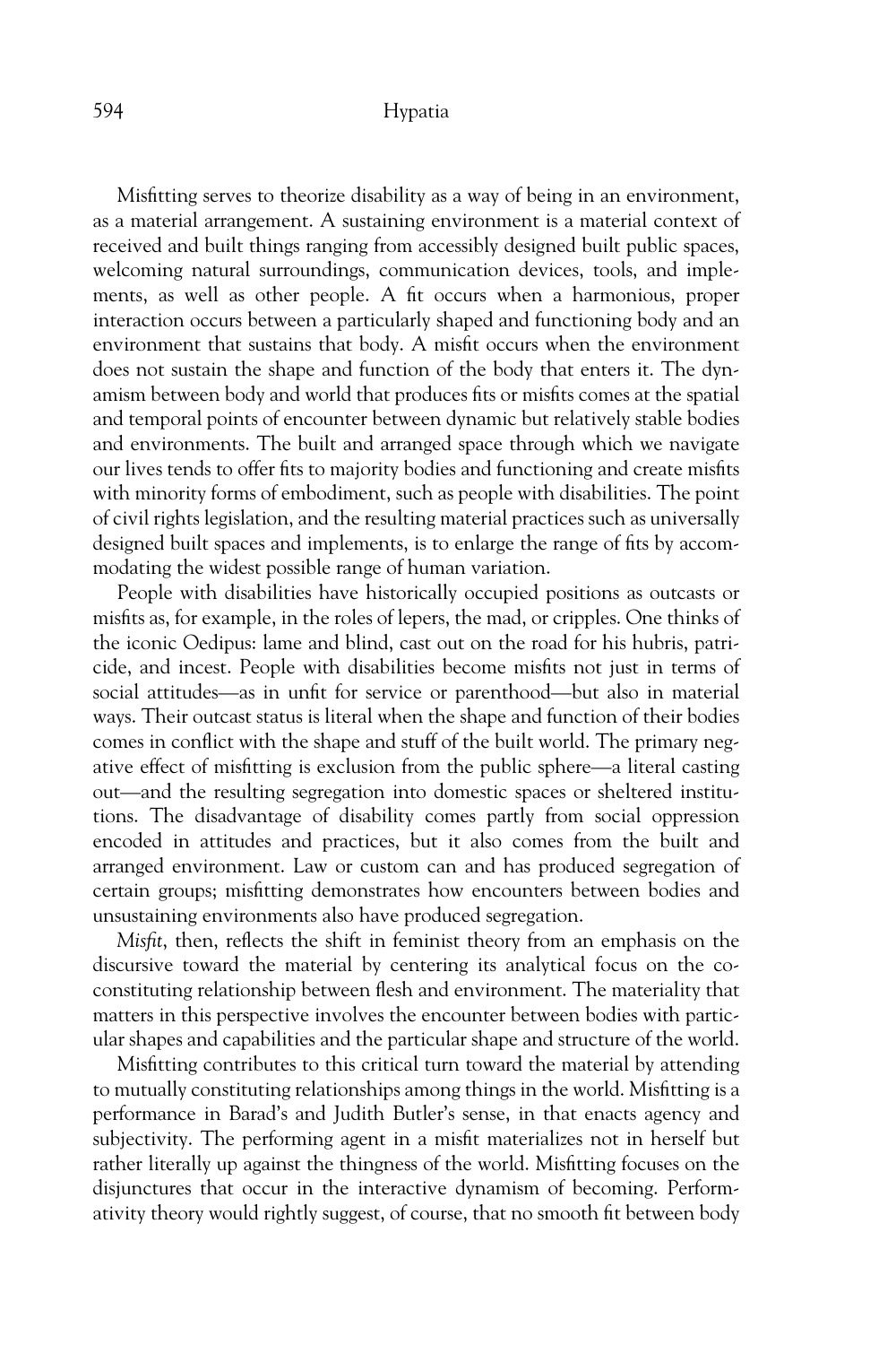Misfitting serves to theorize disability as a way of being in an environment, as a material arrangement. A sustaining environment is a material context of received and built things ranging from accessibly designed built public spaces, welcoming natural surroundings, communication devices, tools, and implements, as well as other people. A fit occurs when a harmonious, proper interaction occurs between a particularly shaped and functioning body and an environment that sustains that body. A misfit occurs when the environment does not sustain the shape and function of the body that enters it. The dynamism between body and world that produces fits or misfits comes at the spatial and temporal points of encounter between dynamic but relatively stable bodies and environments. The built and arranged space through which we navigate our lives tends to offer fits to majority bodies and functioning and create misfits with minority forms of embodiment, such as people with disabilities. The point of civil rights legislation, and the resulting material practices such as universally designed built spaces and implements, is to enlarge the range of fits by accommodating the widest possible range of human variation.

People with disabilities have historically occupied positions as outcasts or misfits as, for example, in the roles of lepers, the mad, or cripples. One thinks of the iconic Oedipus: lame and blind, cast out on the road for his hubris, patricide, and incest. People with disabilities become misfits not just in terms of social attitudes—as in unfit for service or parenthood—but also in material ways. Their outcast status is literal when the shape and function of their bodies comes in conflict with the shape and stuff of the built world. The primary negative effect of misfitting is exclusion from the public sphere—a literal casting out—and the resulting segregation into domestic spaces or sheltered institutions. The disadvantage of disability comes partly from social oppression encoded in attitudes and practices, but it also comes from the built and arranged environment. Law or custom can and has produced segregation of certain groups; misfitting demonstrates how encounters between bodies and unsustaining environments also have produced segregation.

*Misfit*, then, reflects the shift in feminist theory from an emphasis on the discursive toward the material by centering its analytical focus on the co-constituting relationship between flesh and environment. The materiality that matters in this perspective involves the encounter between bodies with particular shapes and capabilities and the particular shape and structure of the world.

Misfitting contributes to this critical turn toward the material by attending to mutually constituting relationships among things in the world. Misfitting is a performance in Barad's and Judith Butler's sense, in that enacts agency and subjectivity. The performing agent in a misfit materializes not in herself but rather literally up against the thingness of the world. Misfitting focuses on the disjunctures that occur in the interactive dynamism of becoming. Performativity theory would rightly suggest, of course, that no smooth fit between body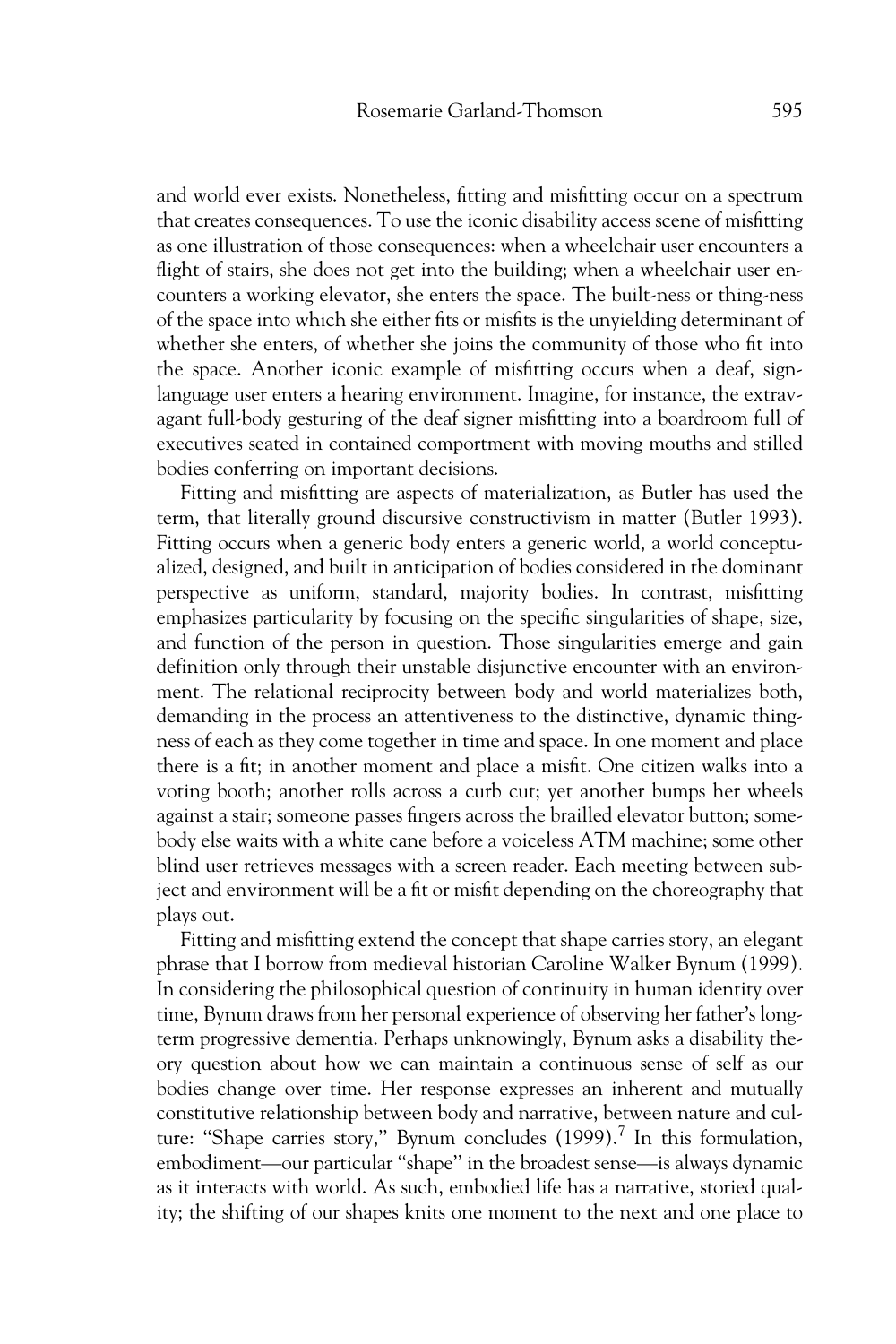and world ever exists. Nonetheless, fitting and misfitting occur on a spectrum that creates consequences. To use the iconic disability access scene of misfitting as one illustration of those consequences: when a wheelchair user encounters a flight of stairs, she does not get into the building; when a wheelchair user encounters a working elevator, she enters the space. The built-ness or thing-ness of the space into which she either fits or misfits is the unyielding determinant of whether she enters, of whether she joins the community of those who fit into the space. Another iconic example of misfitting occurs when a deaf, sign-language user enters a hearing environment. Imagine, for instance, the extravagant full-body gesturing of the deaf signer misfitting into a boardroom full of executives seated in contained comportment with moving mouths and stilled bodies conferring on important decisions.

Fitting and misfitting are aspects of materialization, as Butler has used the term, that literally ground discursive constructivism in matter (Butler 1993). Fitting occurs when a generic body enters a generic world, a world conceptualized, designed, and built in anticipation of bodies considered in the dominant perspective as uniform, standard, majority bodies. In contrast, misfitting emphasizes particularity by focusing on the specific singularities of shape, size, and function of the person in question. Those singularities emerge and gain definition only through their unstable disjunctive encounter with an environment. The relational reciprocity between body and world materializes both, demanding in the process an attentiveness to the distinctive, dynamic thingness of each as they come together in time and space. In one moment and place there is a fit; in another moment and place a misfit. One citizen walks into a voting booth; another rolls across a curb cut; yet another bumps her wheels against a stair; someone passes fingers across the brailled elevator button; somebody else waits with a white cane before a voiceless ATM machine; some other blind user retrieves messages with a screen reader. Each meeting between subject and environment will be a fit or misfit depending on the choreography that plays out.

Fitting and misfitting extend the concept that shape carries story, an elegant phrase that I borrow from medieval historian Caroline Walker Bynum (1999). In considering the philosophical question of continuity in human identity over time, Bynum draws from her personal experience of observing her father's long-term progressive dementia. Perhaps unknowingly, Bynum asks a disability theory question about how we can maintain a continuous sense of self as our bodies change over time. Her response expresses an inherent and mutually constitutive relationship between body and narrative, between nature and culture: "Shape carries story," Bynum concludes (1999).[7] In this formulation, embodiment—our particular "shape" in the broadest sense—is always dynamic as it interacts with world. As such, embodied life has a narrative, storied quality; the shifting of our shapes knits one moment to the next and one place to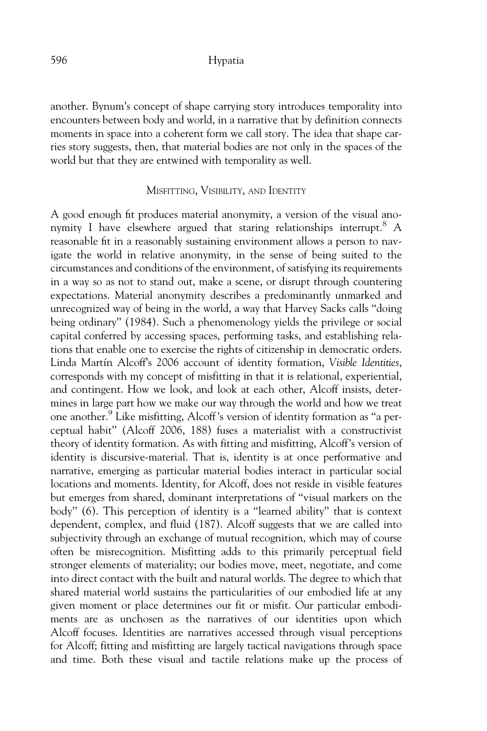another. Bynum's concept of shape carrying story introduces temporality into encounters between body and world, in a narrative that by definition connects moments in space into a coherent form we call story. The idea that shape carries story suggests, then, that material bodies are not only in the spaces of the world but that they are entwined with temporality as well.

## Misfitting, Visibility, and Identity

A good enough fit produces material anonymity, a version of the visual anonymity I have elsewhere argued that staring relationships interrupt.[8] A reasonable fit in a reasonably sustaining environment allows a person to navigate the world in relative anonymity, in the sense of being suited to the circumstances and conditions of the environment, of satisfying its requirements in a way so as not to stand out, make a scene, or disrupt through countering expectations. Material anonymity describes a predominantly unmarked and unrecognized way of being in the world, a way that Harvey Sacks calls "doing being ordinary" (1984). Such a phenomenology yields the privilege or social capital conferred by accessing spaces, performing tasks, and establishing relations that enable one to exercise the rights of citizenship in democratic orders. Linda Martín Alcoff's 2006 account of identity formation, *Visible Identities*, corresponds with my concept of misfitting in that it is relational, experiential, and contingent. How we look, and look at each other, Alcoff insists, determines in large part how we make our way through the world and how we treat one another.[9] Like misfitting, Alcoff's version of identity formation as "a perceptual habit" (Alcoff 2006, 188) fuses a materialist with a constructivist theory of identity formation. As with fitting and misfitting, Alcoff's version of identity is discursive-material. That is, identity is at once performative and narrative, emerging as particular material bodies interact in particular social locations and moments. Identity, for Alcoff, does not reside in visible features but emerges from shared, dominant interpretations of "visual markers on the body" (6). This perception of identity is a "learned ability" that is context dependent, complex, and fluid (187). Alcoff suggests that we are called into subjectivity through an exchange of mutual recognition, which may of course often be misrecognition. Misfitting adds to this primarily perceptual field stronger elements of materiality; our bodies move, meet, negotiate, and come into direct contact with the built and natural worlds. The degree to which that shared material world sustains the particularities of our embodied life at any given moment or place determines our fit or misfit. Our particular embodiments are as unchosen as the narratives of our identities upon which Alcoff focuses. Identities are narratives accessed through visual perceptions for Alcoff; fitting and misfitting are largely tactical navigations through space and time. Both these visual and tactile relations make up the process of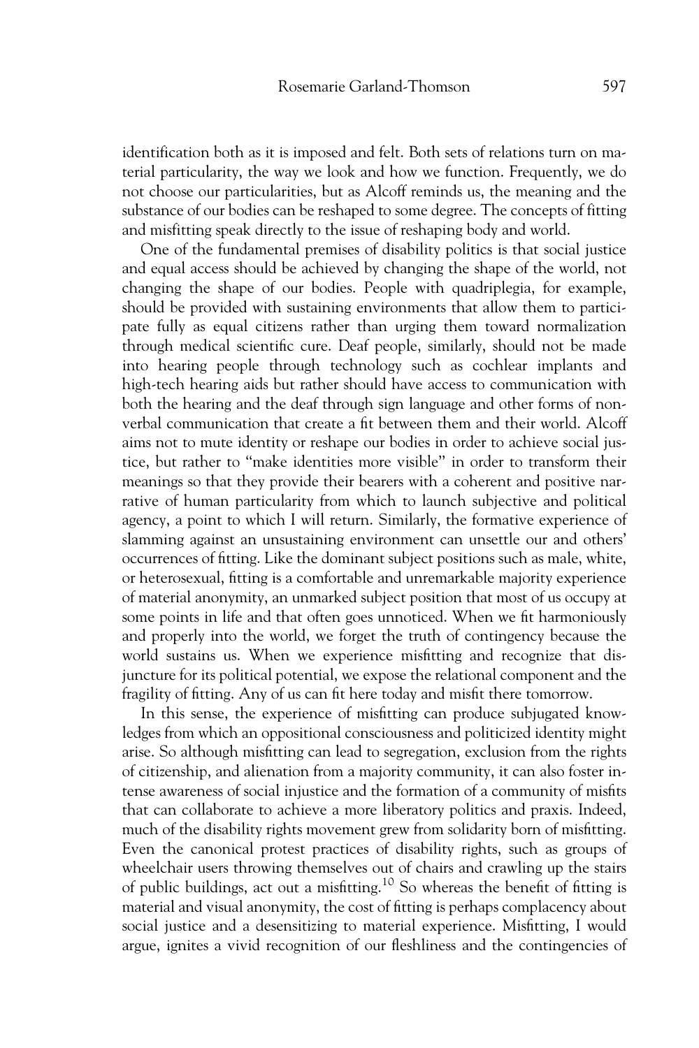identification both as it is imposed and felt. Both sets of relations turn on material particularity, the way we look and how we function. Frequently, we do not choose our particularities, but as Alcoff reminds us, the meaning and the substance of our bodies can be reshaped to some degree. The concepts of fitting and misfitting speak directly to the issue of reshaping body and world.

One of the fundamental premises of disability politics is that social justice and equal access should be achieved by changing the shape of the world, not changing the shape of our bodies. People with quadriplegia, for example, should be provided with sustaining environments that allow them to participate fully as equal citizens rather than urging them toward normalization through medical scientific cure. Deaf people, similarly, should not be made into hearing people through technology such as cochlear implants and high-tech hearing aids but rather should have access to communication with both the hearing and the deaf through sign language and other forms of nonverbal communication that create a fit between them and their world. Alcoff aims not to mute identity or reshape our bodies in order to achieve social justice, but rather to "make identities more visible" in order to transform their meanings so that they provide their bearers with a coherent and positive narrative of human particularity from which to launch subjective and political agency, a point to which I will return. Similarly, the formative experience of slamming against an unsustaining environment can unsettle our and others' occurrences of fitting. Like the dominant subject positions such as male, white, or heterosexual, fitting is a comfortable and unremarkable majority experience of material anonymity, an unmarked subject position that most of us occupy at some points in life and that often goes unnoticed. When we fit harmoniously and properly into the world, we forget the truth of contingency because the world sustains us. When we experience misfitting and recognize that disjuncture for its political potential, we expose the relational component and the fragility of fitting. Any of us can fit here today and misfit there tomorrow.

In this sense, the experience of misfitting can produce subjugated knowledges from which an oppositional consciousness and politicized identity might arise. So although misfitting can lead to segregation, exclusion from the rights of citizenship, and alienation from a majority community, it can also foster intense awareness of social injustice and the formation of a community of misfits that can collaborate to achieve a more liberatory politics and praxis. Indeed, much of the disability rights movement grew from solidarity born of misfitting. Even the canonical protest practices of disability rights, such as groups of wheelchair users throwing themselves out of chairs and crawling up the stairs of public buildings, act out a misfitting.[10] So whereas the benefit of fitting is material and visual anonymity, the cost of fitting is perhaps complacency about social justice and a desensitizing to material experience. Misfitting, I would argue, ignites a vivid recognition of our fleshliness and the contingencies of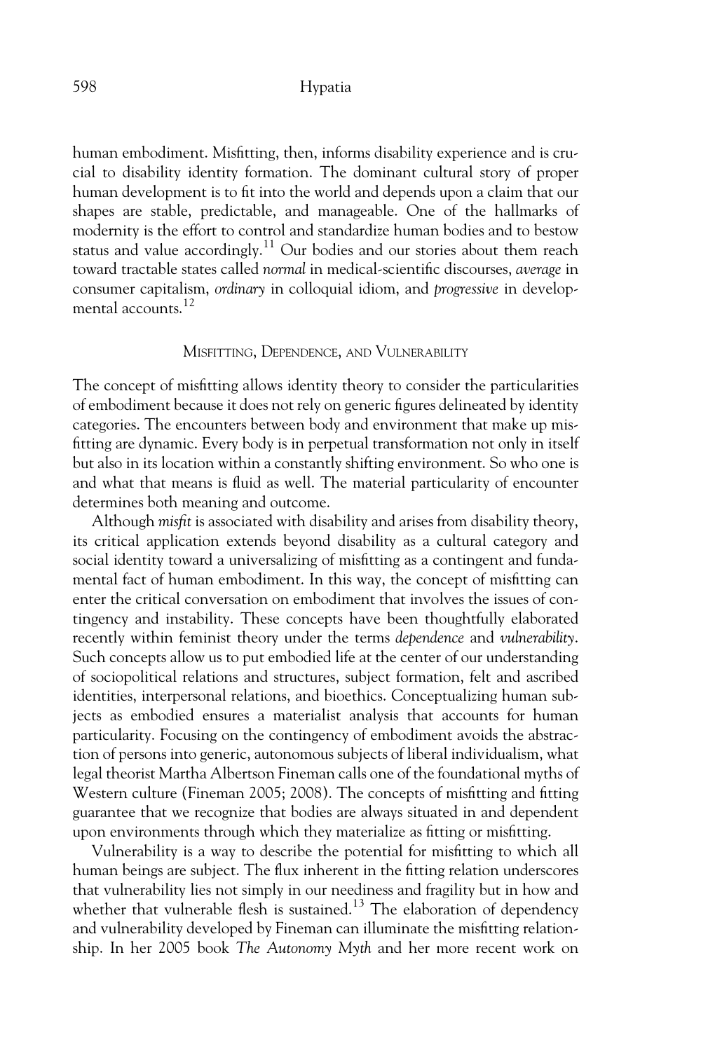human embodiment. Misfitting, then, informs disability experience and is crucial to disability identity formation. The dominant cultural story of proper human development is to fit into the world and depends upon a claim that our shapes are stable, predictable, and manageable. One of the hallmarks of modernity is the effort to control and standardize human bodies and to bestow status and value accordingly.[11] Our bodies and our stories about them reach toward tractable states called *normal* in medical-scientific discourses, *average* in consumer capitalism, *ordinary* in colloquial idiom, and *progressive* in developmental accounts.[12]

## Misfitting, Dependence, and Vulnerability

The concept of misfitting allows identity theory to consider the particularities of embodiment because it does not rely on generic figures delineated by identity categories. The encounters between body and environment that make up misfitting are dynamic. Every body is in perpetual transformation not only in itself but also in its location within a constantly shifting environment. So who one is and what that means is fluid as well. The material particularity of encounter determines both meaning and outcome.

Although *misfit* is associated with disability and arises from disability theory, its critical application extends beyond disability as a cultural category and social identity toward a universalizing of misfitting as a contingent and fundamental fact of human embodiment. In this way, the concept of misfitting can enter the critical conversation on embodiment that involves the issues of contingency and instability. These concepts have been thoughtfully elaborated recently within feminist theory under the terms *dependence* and *vulnerability*. Such concepts allow us to put embodied life at the center of our understanding of sociopolitical relations and structures, subject formation, felt and ascribed identities, interpersonal relations, and bioethics. Conceptualizing human subjects as embodied ensures a materialist analysis that accounts for human particularity. Focusing on the contingency of embodiment avoids the abstraction of persons into generic, autonomous subjects of liberal individualism, what legal theorist Martha Albertson Fineman calls one of the foundational myths of Western culture (Fineman 2005; 2008). The concepts of misfitting and fitting guarantee that we recognize that bodies are always situated in and dependent upon environments through which they materialize as fitting or misfitting.

Vulnerability is a way to describe the potential for misfitting to which all human beings are subject. The flux inherent in the fitting relation underscores that vulnerability lies not simply in our neediness and fragility but in how and whether that vulnerable flesh is sustained.[13] The elaboration of dependency and vulnerability developed by Fineman can illuminate the misfitting relationship. In her 2005 book *The Autonomy Myth* and her more recent work on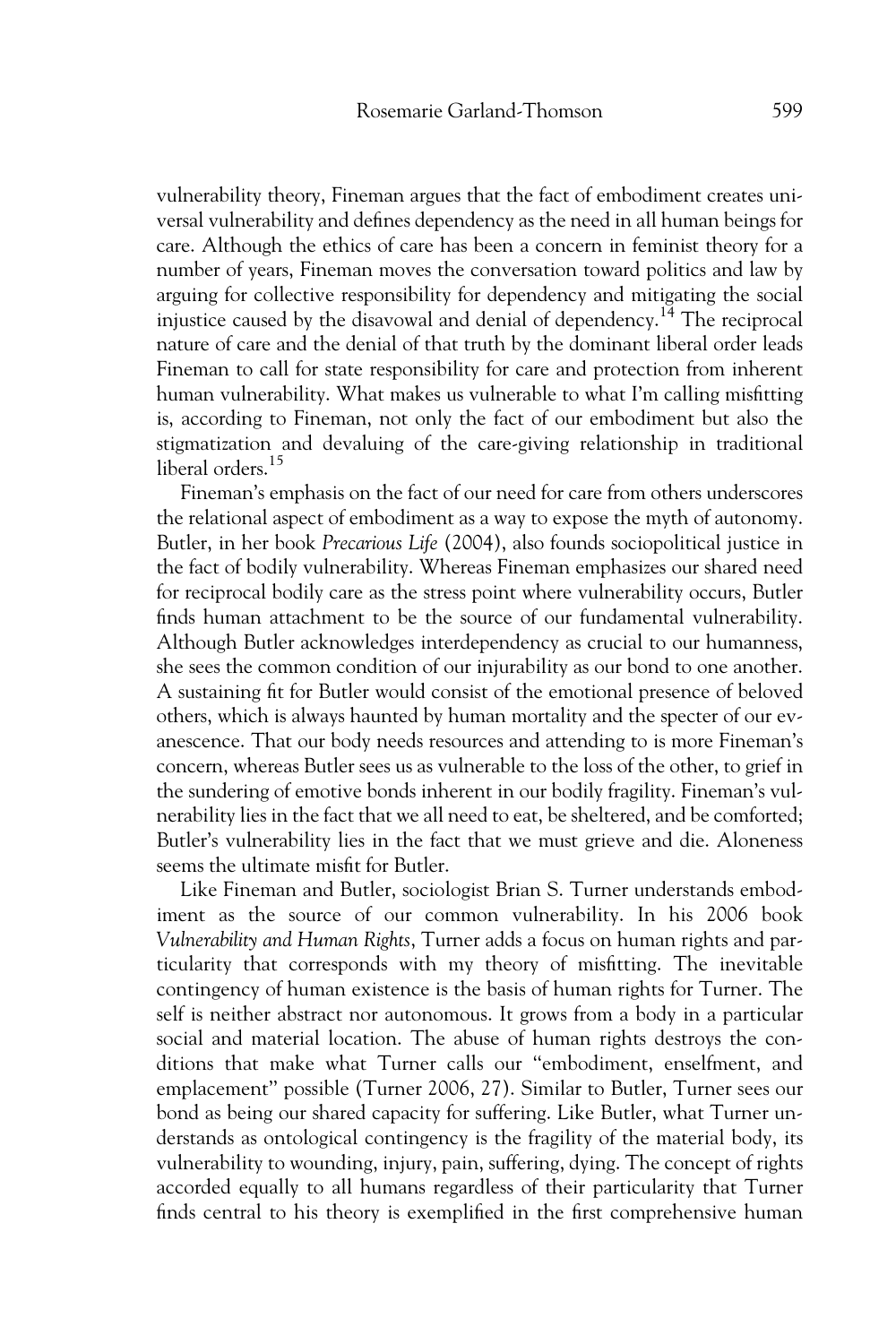vulnerability theory, Fineman argues that the fact of embodiment creates universal vulnerability and defines dependency as the need in all human beings for care. Although the ethics of care has been a concern in feminist theory for a number of years, Fineman moves the conversation toward politics and law by arguing for collective responsibility for dependency and mitigating the social injustice caused by the disavowal and denial of dependency.[14] The reciprocal nature of care and the denial of that truth by the dominant liberal order leads Fineman to call for state responsibility for care and protection from inherent human vulnerability. What makes us vulnerable to what I'm calling misfitting is, according to Fineman, not only the fact of our embodiment but also the stigmatization and devaluing of the care-giving relationship in traditional liberal orders.[15]

Fineman's emphasis on the fact of our need for care from others underscores the relational aspect of embodiment as a way to expose the myth of autonomy. Butler, in her book *Precarious Life* (2004), also founds sociopolitical justice in the fact of bodily vulnerability. Whereas Fineman emphasizes our shared need for reciprocal bodily care as the stress point where vulnerability occurs, Butler finds human attachment to be the source of our fundamental vulnerability. Although Butler acknowledges interdependency as crucial to our humanness, she sees the common condition of our injurability as our bond to one another. A sustaining fit for Butler would consist of the emotional presence of beloved others, which is always haunted by human mortality and the specter of our evanescence. That our body needs resources and attending to is more Fineman's concern, whereas Butler sees us as vulnerable to the loss of the other, to grief in the sundering of emotive bonds inherent in our bodily fragility. Fineman's vulnerability lies in the fact that we all need to eat, be sheltered, and be comforted; Butler's vulnerability lies in the fact that we must grieve and die. Aloneness seems the ultimate misfit for Butler.

Like Fineman and Butler, sociologist Brian S. Turner understands embodiment as the source of our common vulnerability. In his 2006 book *Vulnerability and Human Rights*, Turner adds a focus on human rights and particularity that corresponds with my theory of misfitting. The inevitable contingency of human existence is the basis of human rights for Turner. The self is neither abstract nor autonomous. It grows from a body in a particular social and material location. The abuse of human rights destroys the conditions that make what Turner calls our "embodiment, enselfment, and emplacement" possible (Turner 2006, 27). Similar to Butler, Turner sees our bond as being our shared capacity for suffering. Like Butler, what Turner understands as ontological contingency is the fragility of the material body, its vulnerability to wounding, injury, pain, suffering, dying. The concept of rights accorded equally to all humans regardless of their particularity that Turner finds central to his theory is exemplified in the first comprehensive human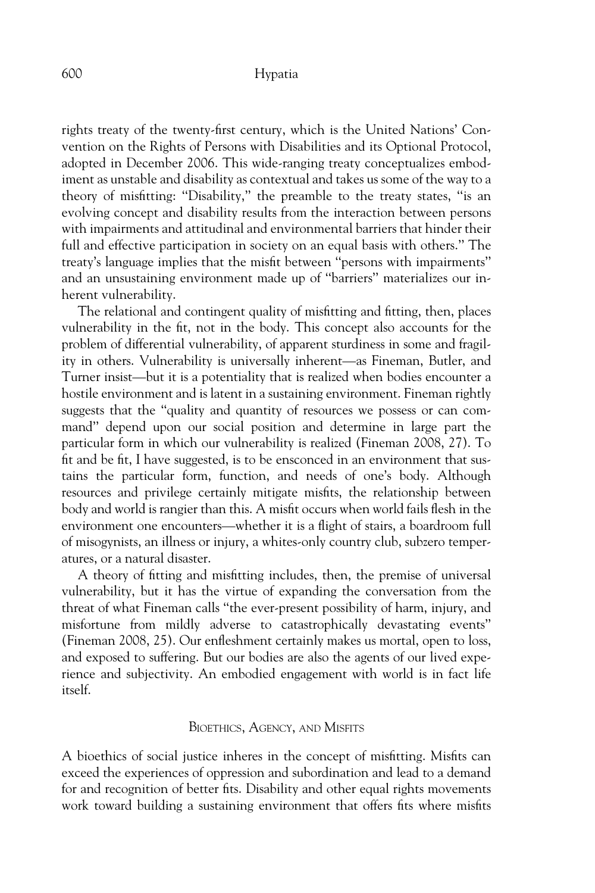rights treaty of the twenty-first century, which is the United Nations' Convention on the Rights of Persons with Disabilities and its Optional Protocol, adopted in December 2006. This wide-ranging treaty conceptualizes embodiment as unstable and disability as contextual and takes us some of the way to a theory of misfitting: "Disability," the preamble to the treaty states, "is an evolving concept and disability results from the interaction between persons with impairments and attitudinal and environmental barriers that hinder their full and effective participation in society on an equal basis with others." The treaty's language implies that the misfit between "persons with impairments" and an unsustaining environment made up of "barriers" materializes our inherent vulnerability.

The relational and contingent quality of misfitting and fitting, then, places vulnerability in the fit, not in the body. This concept also accounts for the problem of differential vulnerability, of apparent sturdiness in some and fragility in others. Vulnerability is universally inherent—as Fineman, Butler, and Turner insist—but it is a potentiality that is realized when bodies encounter a hostile environment and is latent in a sustaining environment. Fineman rightly suggests that the "quality and quantity of resources we possess or can command" depend upon our social position and determine in large part the particular form in which our vulnerability is realized (Fineman 2008, 27). To fit and be fit, I have suggested, is to be ensconced in an environment that sustains the particular form, function, and needs of one's body. Although resources and privilege certainly mitigate misfits, the relationship between body and world is rangier than this. A misfit occurs when world fails flesh in the environment one encounters—whether it is a flight of stairs, a boardroom full of misogynists, an illness or injury, a whites-only country club, subzero temperatures, or a natural disaster.

A theory of fitting and misfitting includes, then, the premise of universal vulnerability, but it has the virtue of expanding the conversation from the threat of what Fineman calls "the ever-present possibility of harm, injury, and misfortune from mildly adverse to catastrophically devastating events" (Fineman 2008, 25). Our enfleshment certainly makes us mortal, open to loss, and exposed to suffering. But our bodies are also the agents of our lived experience and subjectivity. An embodied engagement with world is in fact life itself.

## Bioethics, Agency, and Misfits

A bioethics of social justice inheres in the concept of misfitting. Misfits can exceed the experiences of oppression and subordination and lead to a demand for and recognition of better fits. Disability and other equal rights movements work toward building a sustaining environment that offers fits where misfits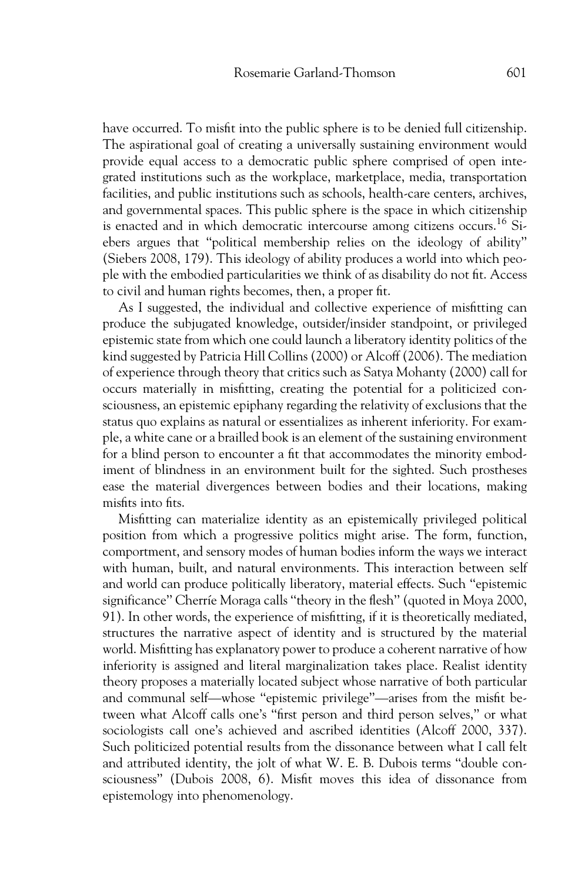have occurred. To misfit into the public sphere is to be denied full citizenship. The aspirational goal of creating a universally sustaining environment would provide equal access to a democratic public sphere comprised of open integrated institutions such as the workplace, marketplace, media, transportation facilities, and public institutions such as schools, health-care centers, archives, and governmental spaces. This public sphere is the space in which citizenship is enacted and in which democratic intercourse among citizens occurs.[16] Siebers argues that "political membership relies on the ideology of ability" (Siebers 2008, 179). This ideology of ability produces a world into which people with the embodied particularities we think of as disability do not fit. Access to civil and human rights becomes, then, a proper fit.

As I suggested, the individual and collective experience of misfitting can produce the subjugated knowledge, outsider/insider standpoint, or privileged epistemic state from which one could launch a liberatory identity politics of the kind suggested by Patricia Hill Collins (2000) or Alcoff (2006). The mediation of experience through theory that critics such as Satya Mohanty (2000) call for occurs materially in misfitting, creating the potential for a politicized consciousness, an epistemic epiphany regarding the relativity of exclusions that the status quo explains as natural or essentializes as inherent inferiority. For example, a white cane or a brailled book is an element of the sustaining environment for a blind person to encounter a fit that accommodates the minority embodiment of blindness in an environment built for the sighted. Such prostheses ease the material divergences between bodies and their locations, making misfits into fits.

Misfitting can materialize identity as an epistemically privileged political position from which a progressive politics might arise. The form, function, comportment, and sensory modes of human bodies inform the ways we interact with human, built, and natural environments. This interaction between self and world can produce politically liberatory, material effects. Such "epistemic significance" Cherríe Moraga calls "theory in the flesh" (quoted in Moya 2000, 91). In other words, the experience of misfitting, if it is theoretically mediated, structures the narrative aspect of identity and is structured by the material world. Misfitting has explanatory power to produce a coherent narrative of how inferiority is assigned and literal marginalization takes place. Realist identity theory proposes a materially located subject whose narrative of both particular and communal self—whose "epistemic privilege"—arises from the misfit between what Alcoff calls one's "first person and third person selves," or what sociologists call one's achieved and ascribed identities (Alcoff 2000, 337). Such politicized potential results from the dissonance between what I call felt and attributed identity, the jolt of what W. E. B. Dubois terms "double consciousness" (Dubois 2008, 6). Misfit moves this idea of dissonance from epistemology into phenomenology.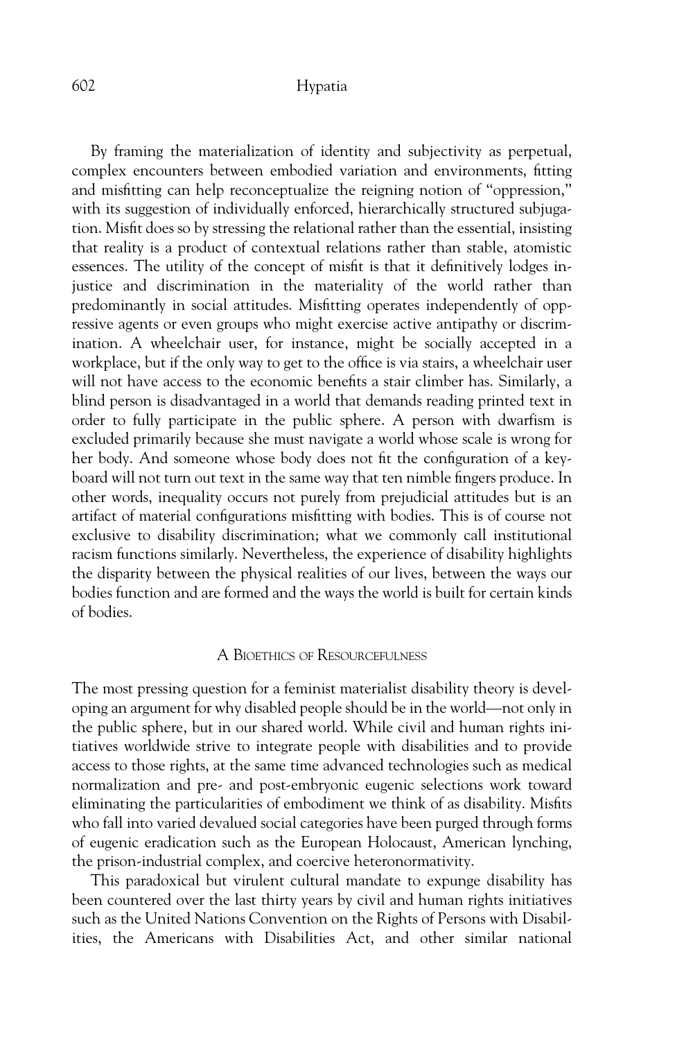By framing the materialization of identity and subjectivity as perpetual, complex encounters between embodied variation and environments, fitting and misfitting can help reconceptualize the reigning notion of "oppression," with its suggestion of individually enforced, hierarchically structured subjugation. Misfit does so by stressing the relational rather than the essential, insisting that reality is a product of contextual relations rather than stable, atomistic essences. The utility of the concept of misfit is that it definitively lodges injustice and discrimination in the materiality of the world rather than predominantly in social attitudes. Misfitting operates independently of oppressive agents or even groups who might exercise active antipathy or discrimination. A wheelchair user, for instance, might be socially accepted in a workplace, but if the only way to get to the office is via stairs, a wheelchair user will not have access to the economic benefits a stair climber has. Similarly, a blind person is disadvantaged in a world that demands reading printed text in order to fully participate in the public sphere. A person with dwarfism is excluded primarily because she must navigate a world whose scale is wrong for her body. And someone whose body does not fit the configuration of a keyboard will not turn out text in the same way that ten nimble fingers produce. In other words, inequality occurs not purely from prejudicial attitudes but is an artifact of material configurations misfitting with bodies. This is of course not exclusive to disability discrimination; what we commonly call institutional racism functions similarly. Nevertheless, the experience of disability highlights the disparity between the physical realities of our lives, between the ways our bodies function and are formed and the ways the world is built for certain kinds of bodies.

## A Bioethics of Resourcefulness

The most pressing question for a feminist materialist disability theory is developing an argument for why disabled people should be in the world—not only in the public sphere, but in our shared world. While civil and human rights initiatives worldwide strive to integrate people with disabilities and to provide access to those rights, at the same time advanced technologies such as medical normalization and pre- and post-embryonic eugenic selections work toward eliminating the particularities of embodiment we think of as disability. Misfits who fall into varied devalued social categories have been purged through forms of eugenic eradication such as the European Holocaust, American lynching, the prison-industrial complex, and coercive heteronormativity.

This paradoxical but virulent cultural mandate to expunge disability has been countered over the last thirty years by civil and human rights initiatives such as the United Nations Convention on the Rights of Persons with Disabilities, the Americans with Disabilities Act, and other similar national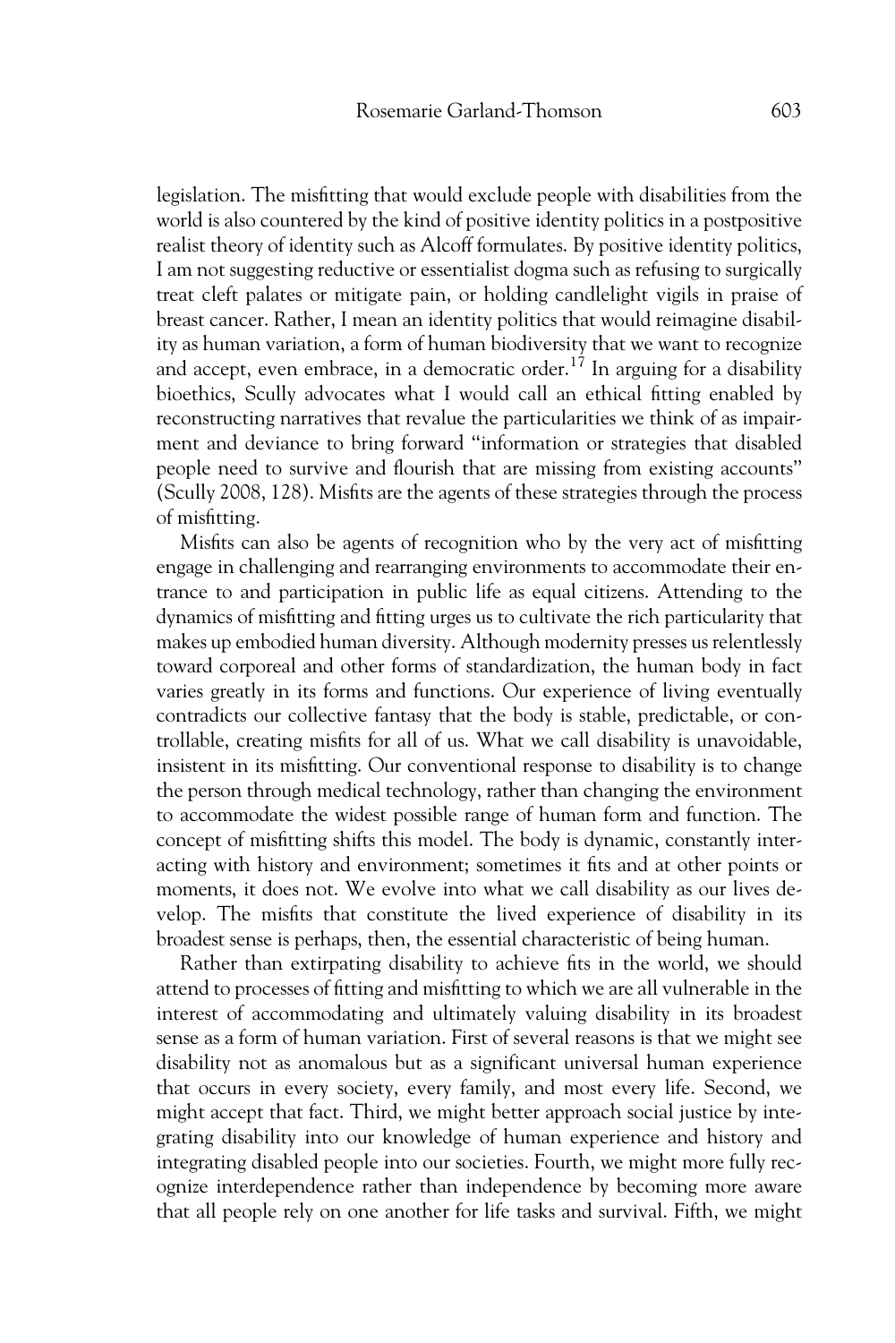legislation. The misfitting that would exclude people with disabilities from the world is also countered by the kind of positive identity politics in a postpositive realist theory of identity such as Alcoff formulates. By positive identity politics, I am not suggesting reductive or essentialist dogma such as refusing to surgically treat cleft palates or mitigate pain, or holding candlelight vigils in praise of breast cancer. Rather, I mean an identity politics that would reimagine disability as human variation, a form of human biodiversity that we want to recognize and accept, even embrace, in a democratic order.[17] In arguing for a disability bioethics, Scully advocates what I would call an ethical fitting enabled by reconstructing narratives that revalue the particularities we think of as impairment and deviance to bring forward "information or strategies that disabled people need to survive and flourish that are missing from existing accounts" (Scully 2008, 128). Misfits are the agents of these strategies through the process of misfitting.

Misfits can also be agents of recognition who by the very act of misfitting engage in challenging and rearranging environments to accommodate their entrance to and participation in public life as equal citizens. Attending to the dynamics of misfitting and fitting urges us to cultivate the rich particularity that makes up embodied human diversity. Although modernity presses us relentlessly toward corporeal and other forms of standardization, the human body in fact varies greatly in its forms and functions. Our experience of living eventually contradicts our collective fantasy that the body is stable, predictable, or controllable, creating misfits for all of us. What we call disability is unavoidable, insistent in its misfitting. Our conventional response to disability is to change the person through medical technology, rather than changing the environment to accommodate the widest possible range of human form and function. The concept of misfitting shifts this model. The body is dynamic, constantly interacting with history and environment; sometimes it fits and at other points or moments, it does not. We evolve into what we call disability as our lives develop. The misfits that constitute the lived experience of disability in its broadest sense is perhaps, then, the essential characteristic of being human.

Rather than extirpating disability to achieve fits in the world, we should attend to processes of fitting and misfitting to which we are all vulnerable in the interest of accommodating and ultimately valuing disability in its broadest sense as a form of human variation. First of several reasons is that we might see disability not as anomalous but as a significant universal human experience that occurs in every society, every family, and most every life. Second, we might accept that fact. Third, we might better approach social justice by integrating disability into our knowledge of human experience and history and integrating disabled people into our societies. Fourth, we might more fully recognize interdependence rather than independence by becoming more aware that all people rely on one another for life tasks and survival. Fifth, we might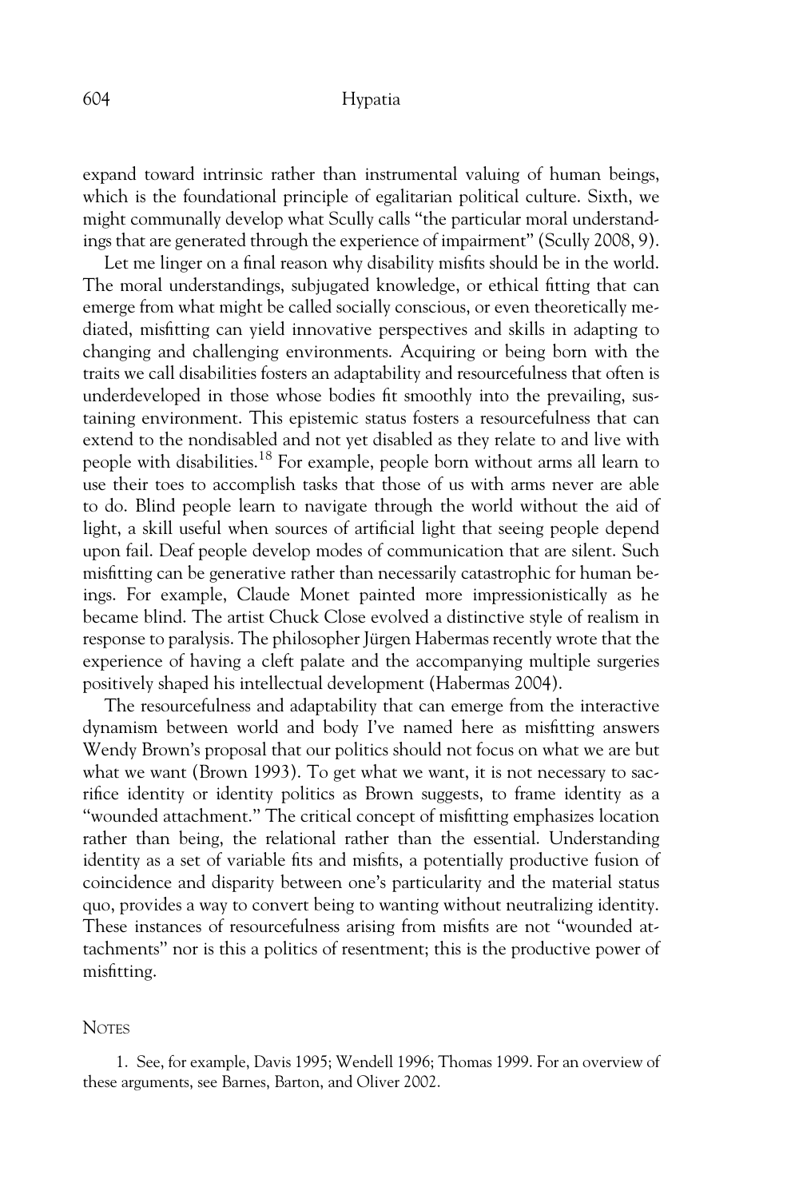expand toward intrinsic rather than instrumental valuing of human beings, which is the foundational principle of egalitarian political culture. Sixth, we might communally develop what Scully calls "the particular moral understandings that are generated through the experience of impairment" (Scully 2008, 9).

Let me linger on a final reason why disability misfits should be in the world. The moral understandings, subjugated knowledge, or ethical fitting that can emerge from what might be called socially conscious, or even theoretically mediated, misfitting can yield innovative perspectives and skills in adapting to changing and challenging environments. Acquiring or being born with the traits we call disabilities fosters an adaptability and resourcefulness that often is underdeveloped in those whose bodies fit smoothly into the prevailing, sustaining environment. This epistemic status fosters a resourcefulness that can extend to the nondisabled and not yet disabled as they relate to and live with people with disabilities.[18] For example, people born without arms all learn to use their toes to accomplish tasks that those of us with arms never are able to do. Blind people learn to navigate through the world without the aid of light, a skill useful when sources of artificial light that seeing people depend upon fail. Deaf people develop modes of communication that are silent. Such misfitting can be generative rather than necessarily catastrophic for human beings. For example, Claude Monet painted more impressionistically as he became blind. The artist Chuck Close evolved a distinctive style of realism in response to paralysis. The philosopher Jürgen Habermas recently wrote that the experience of having a cleft palate and the accompanying multiple surgeries positively shaped his intellectual development (Habermas 2004).

The resourcefulness and adaptability that can emerge from the interactive dynamism between world and body I've named here as misfitting answers Wendy Brown's proposal that our politics should not focus on what we are but what we want (Brown 1993). To get what we want, it is not necessary to sacrifice identity or identity politics as Brown suggests, to frame identity as a "wounded attachment." The critical concept of misfitting emphasizes location rather than being, the relational rather than the essential. Understanding identity as a set of variable fits and misfits, a potentially productive fusion of coincidence and disparity between one's particularity and the material status quo, provides a way to convert being to wanting without neutralizing identity. These instances of resourcefulness arising from misfits are not "wounded attachments" nor is this a politics of resentment; this is the productive power of misfitting.

## Notes

1. See, for example, Davis 1995; Wendell 1996; Thomas 1999. For an overview of these arguments, see Barnes, Barton, and Oliver 2002.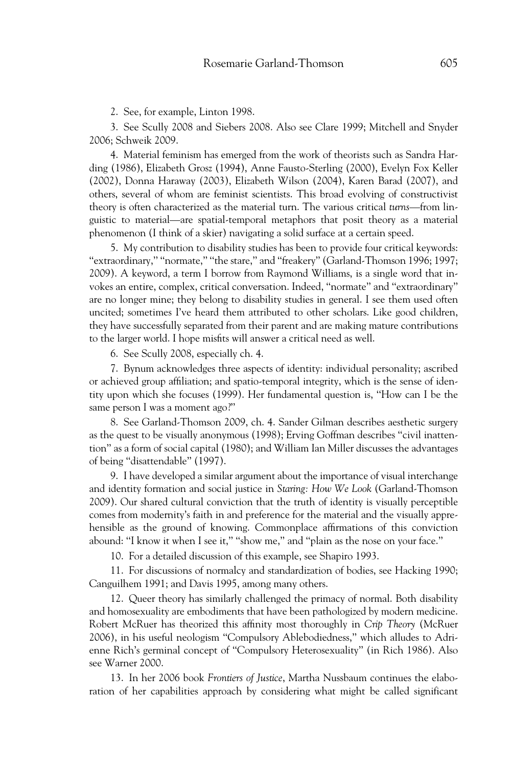2. See, for example, Linton 1998.

3. See Scully 2008 and Siebers 2008. Also see Clare 1999; Mitchell and Snyder 2006; Schweik 2009.

4. Material feminism has emerged from the work of theorists such as Sandra Harding (1986), Elizabeth Grosz (1994), Anne Fausto-Sterling (2000), Evelyn Fox Keller (2002), Donna Haraway (2003), Elizabeth Wilson (2004), Karen Barad (2007), and others, several of whom are feminist scientists. This broad evolving of constructivist theory is often characterized as the material turn. The various critical *turns*—from linguistic to material—are spatial-temporal metaphors that posit theory as a material phenomenon (I think of a skier) navigating a solid surface at a certain speed.

5. My contribution to disability studies has been to provide four critical keywords: "extraordinary," "normate," "the stare," and "freakery" (Garland-Thomson 1996; 1997; 2009). A keyword, a term I borrow from Raymond Williams, is a single word that invokes an entire, complex, critical conversation. Indeed, "normate" and "extraordinary" are no longer mine; they belong to disability studies in general. I see them used often uncited; sometimes I've heard them attributed to other scholars. Like good children, they have successfully separated from their parent and are making mature contributions to the larger world. I hope misfits will answer a critical need as well.

6. See Scully 2008, especially ch. 4.

7. Bynum acknowledges three aspects of identity: individual personality; ascribed or achieved group affiliation; and spatio-temporal integrity, which is the sense of identity upon which she focuses (1999). Her fundamental question is, "How can I be the same person I was a moment ago?"

8. See Garland-Thomson 2009, ch. 4. Sander Gilman describes aesthetic surgery as the quest to be visually anonymous (1998); Erving Goffman describes "civil inattention" as a form of social capital (1980); and William Ian Miller discusses the advantages of being "disattendable" (1997).

9. I have developed a similar argument about the importance of visual interchange and identity formation and social justice in *Staring: How We Look* (Garland-Thomson 2009). Our shared cultural conviction that the truth of identity is visually perceptible comes from modernity's faith in and preference for the material and the visually apprehensible as the ground of knowing. Commonplace affirmations of this conviction abound: "I know it when I see it," "show me," and "plain as the nose on your face."

10. For a detailed discussion of this example, see Shapiro 1993.

11. For discussions of normalcy and standardization of bodies, see Hacking 1990; Canguilhem 1991; and Davis 1995, among many others.

12. Queer theory has similarly challenged the primacy of normal. Both disability and homosexuality are embodiments that have been pathologized by modern medicine. Robert McRuer has theorized this affinity most thoroughly in *Crip Theory* (McRuer 2006), in his useful neologism "Compulsory Ablebodiedness," which alludes to Adrienne Rich's germinal concept of "Compulsory Heterosexuality" (in Rich 1986). Also see Warner 2000.

13. In her 2006 book *Frontiers of Justice*, Martha Nussbaum continues the elaboration of her capabilities approach by considering what might be called significant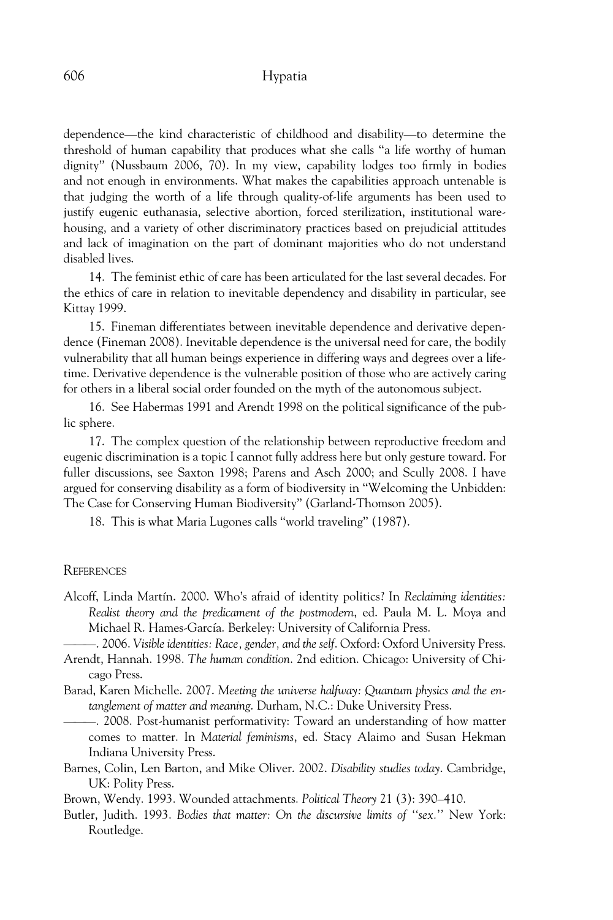dependence—the kind characteristic of childhood and disability—to determine the threshold of human capability that produces what she calls "a life worthy of human dignity" (Nussbaum 2006, 70). In my view, capability lodges too firmly in bodies and not enough in environments. What makes the capabilities approach untenable is that judging the worth of a life through quality-of-life arguments has been used to justify eugenic euthanasia, selective abortion, forced sterilization, institutional warehousing, and a variety of other discriminatory practices based on prejudicial attitudes and lack of imagination on the part of dominant majorities who do not understand disabled lives.

14. The feminist ethic of care has been articulated for the last several decades. For the ethics of care in relation to inevitable dependency and disability in particular, see Kittay 1999.

15. Fineman differentiates between inevitable dependence and derivative dependence (Fineman 2008). Inevitable dependence is the universal need for care, the bodily vulnerability that all human beings experience in differing ways and degrees over a lifetime. Derivative dependence is the vulnerable position of those who are actively caring for others in a liberal social order founded on the myth of the autonomous subject.

16. See Habermas 1991 and Arendt 1998 on the political significance of the public sphere.

17. The complex question of the relationship between reproductive freedom and eugenic discrimination is a topic I cannot fully address here but only gesture toward. For fuller discussions, see Saxton 1998; Parens and Asch 2000; and Scully 2008. I have argued for conserving disability as a form of biodiversity in "Welcoming the Unbidden: The Case for Conserving Human Biodiversity" (Garland-Thomson 2005).

18. This is what Maria Lugones calls "world traveling" (1987).

## References

Alcoff, Linda Martín. 2000. Who's afraid of identity politics? In *Reclaiming identities: Realist theory and the predicament of the postmodern*, ed. Paula M. L. Moya and Michael R. Hames-García. Berkeley: University of California Press.

———. 2006. *Visible identities: Race, gender, and the self*. Oxford: Oxford University Press.

Arendt, Hannah. 1998. *The human condition*. 2nd edition. Chicago: University of Chicago Press.

Barad, Karen Michelle. 2007. *Meeting the universe halfway: Quantum physics and the entanglement of matter and meaning*. Durham, N.C.: Duke University Press.

———. 2008. Post-humanist performativity: Toward an understanding of how matter comes to matter. In *Material feminisms*, ed. Stacy Alaimo and Susan Hekman Indiana University Press.

Barnes, Colin, Len Barton, and Mike Oliver. 2002. *Disability studies today*. Cambridge, UK: Polity Press.

Brown, Wendy. 1993. Wounded attachments. *Political Theory* 21 (3): 390–410.

Butler, Judith. 1993. *Bodies that matter: On the discursive limits of "sex."* New York: Routledge.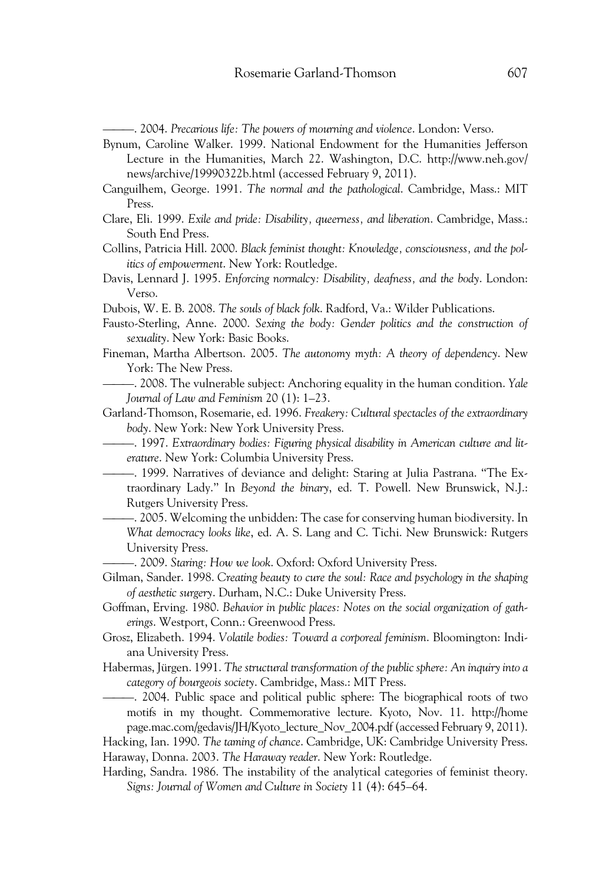———. 2004. *Precarious life: The powers of mourning and violence*. London: Verso.

Bynum, Caroline Walker. 1999. National Endowment for the Humanities Jefferson Lecture in the Humanities, March 22. Washington, D.C. http://www.neh.gov/news/archive/19990322b.html (accessed February 9, 2011).

Canguilhem, George. 1991. *The normal and the pathological*. Cambridge, Mass.: MIT Press.

Clare, Eli. 1999. *Exile and pride: Disability, queerness, and liberation*. Cambridge, Mass.: South End Press.

Collins, Patricia Hill. 2000. *Black feminist thought: Knowledge, consciousness, and the politics of empowerment*. New York: Routledge.

Davis, Lennard J. 1995. *Enforcing normalcy: Disability, deafness, and the body*. London: Verso.

Dubois, W. E. B. 2008. *The souls of black folk*. Radford, Va.: Wilder Publications.

Fausto-Sterling, Anne. 2000. *Sexing the body: Gender politics and the construction of sexuality*. New York: Basic Books.

Fineman, Martha Albertson. 2005. *The autonomy myth: A theory of dependency*. New York: The New Press.

———. 2008. The vulnerable subject: Anchoring equality in the human condition. *Yale Journal of Law and Feminism* 20 (1): 1–23.

Garland-Thomson, Rosemarie, ed. 1996. *Freakery: Cultural spectacles of the extraordinary body*. New York: New York University Press.

———. 1997. *Extraordinary bodies: Figuring physical disability in American culture and literature*. New York: Columbia University Press.

———. 1999. Narratives of deviance and delight: Staring at Julia Pastrana. "The Extraordinary Lady." In *Beyond the binary*, ed. T. Powell. New Brunswick, N.J.: Rutgers University Press.

———. 2005. Welcoming the unbidden: The case for conserving human biodiversity. In *What democracy looks like*, ed. A. S. Lang and C. Tichi. New Brunswick: Rutgers University Press.

———. 2009. *Staring: How we look*. Oxford: Oxford University Press.

Gilman, Sander. 1998. *Creating beauty to cure the soul: Race and psychology in the shaping of aesthetic surgery*. Durham, N.C.: Duke University Press.

Goffman, Erving. 1980. *Behavior in public places: Notes on the social organization of gatherings*. Westport, Conn.: Greenwood Press.

Grosz, Elizabeth. 1994. *Volatile bodies: Toward a corporeal feminism*. Bloomington: Indiana University Press.

Habermas, Jürgen. 1991. *The structural transformation of the public sphere: An inquiry into a category of bourgeois society*. Cambridge, Mass.: MIT Press.

———. 2004. Public space and political public sphere: The biographical roots of two motifs in my thought. Commemorative lecture. Kyoto, Nov. 11. http://homepage.mac.com/gedavis/JH/Kyoto_lecture_Nov_2004.pdf (accessed February 9, 2011).

Hacking, Ian. 1990. *The taming of chance*. Cambridge, UK: Cambridge University Press.

Haraway, Donna. 2003. *The Haraway reader*. New York: Routledge.

Harding, Sandra. 1986. The instability of the analytical categories of feminist theory. *Signs: Journal of Women and Culture in Society* 11 (4): 645–64.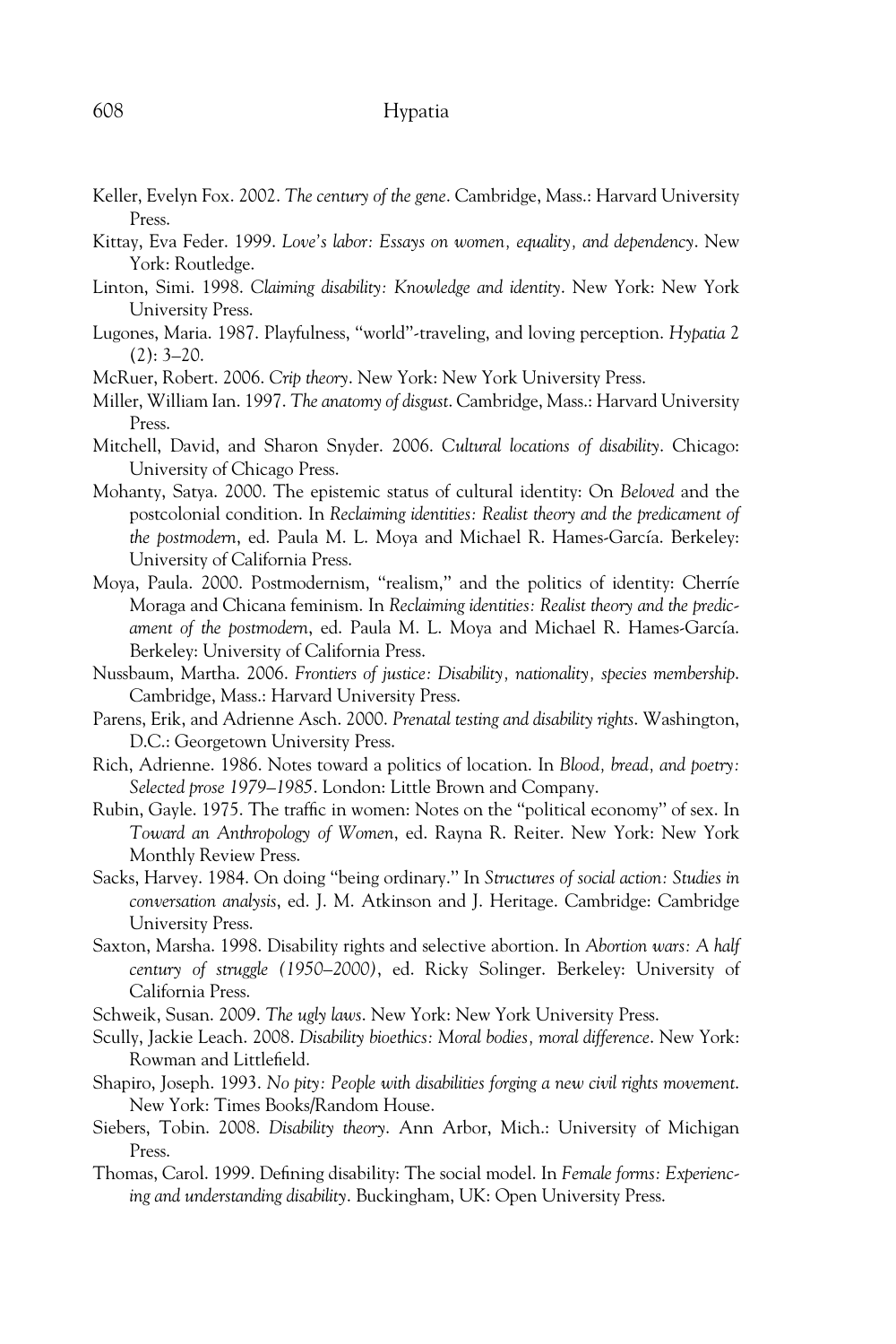Keller, Evelyn Fox. 2002. *The century of the gene*. Cambridge, Mass.: Harvard University Press.

Kittay, Eva Feder. 1999. *Love's labor: Essays on women, equality, and dependency*. New York: Routledge.

Linton, Simi. 1998. *Claiming disability: Knowledge and identity*. New York: New York University Press.

Lugones, Maria. 1987. Playfulness, "world"-traveling, and loving perception. *Hypatia* 2 (2): 3–20.

McRuer, Robert. 2006. *Crip theory*. New York: New York University Press.

Miller, William Ian. 1997. *The anatomy of disgust*. Cambridge, Mass.: Harvard University Press.

Mitchell, David, and Sharon Snyder. 2006. *Cultural locations of disability*. Chicago: University of Chicago Press.

Mohanty, Satya. 2000. The epistemic status of cultural identity: On *Beloved* and the postcolonial condition. In *Reclaiming identities: Realist theory and the predicament of the postmodern*, ed. Paula M. L. Moya and Michael R. Hames-García. Berkeley: University of California Press.

Moya, Paula. 2000. Postmodernism, "realism," and the politics of identity: Cherríe Moraga and Chicana feminism. In *Reclaiming identities: Realist theory and the predicament of the postmodern*, ed. Paula M. L. Moya and Michael R. Hames-García. Berkeley: University of California Press.

Nussbaum, Martha. 2006. *Frontiers of justice: Disability, nationality, species membership*. Cambridge, Mass.: Harvard University Press.

Parens, Erik, and Adrienne Asch. 2000. *Prenatal testing and disability rights*. Washington, D.C.: Georgetown University Press.

Rich, Adrienne. 1986. Notes toward a politics of location. In *Blood, bread, and poetry: Selected prose 1979–1985*. London: Little Brown and Company.

Rubin, Gayle. 1975. The traffic in women: Notes on the "political economy" of sex. In *Toward an Anthropology of Women*, ed. Rayna R. Reiter. New York: New York Monthly Review Press.

Sacks, Harvey. 1984. On doing "being ordinary." In *Structures of social action: Studies in conversation analysis*, ed. J. M. Atkinson and J. Heritage. Cambridge: Cambridge University Press.

Saxton, Marsha. 1998. Disability rights and selective abortion. In *Abortion wars: A half century of struggle (1950–2000)*, ed. Ricky Solinger. Berkeley: University of California Press.

Schweik, Susan. 2009. *The ugly laws*. New York: New York University Press.

Scully, Jackie Leach. 2008. *Disability bioethics: Moral bodies, moral difference*. New York: Rowman and Littlefield.

Shapiro, Joseph. 1993. *No pity: People with disabilities forging a new civil rights movement*. New York: Times Books/Random House.

Siebers, Tobin. 2008. *Disability theory*. Ann Arbor, Mich.: University of Michigan Press.

Thomas, Carol. 1999. Defining disability: The social model. In *Female forms: Experiencing and understanding disability*. Buckingham, UK: Open University Press.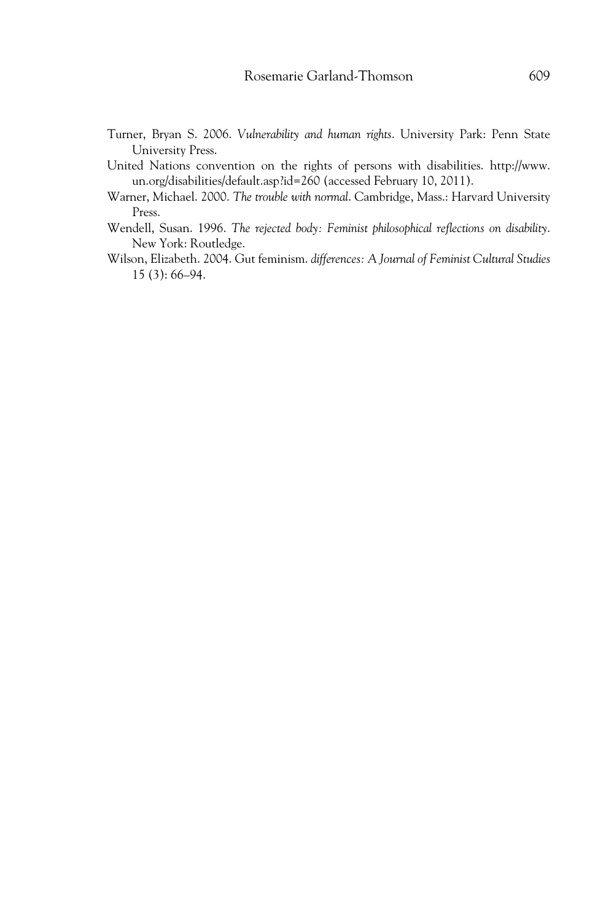Turner, Bryan S. 2006. *Vulnerability and human rights*. University Park: Penn State University Press.

United Nations convention on the rights of persons with disabilities. http://www.un.org/disabilities/default.asp?id=260 (accessed February 10, 2011).

Warner, Michael. 2000. *The trouble with normal*. Cambridge, Mass.: Harvard University Press.

Wendell, Susan. 1996. *The rejected body: Feminist philosophical reflections on disability*. New York: Routledge.

Wilson, Elizabeth. 2004. Gut feminism. *differences: A Journal of Feminist Cultural Studies* 15 (3): 66–94.